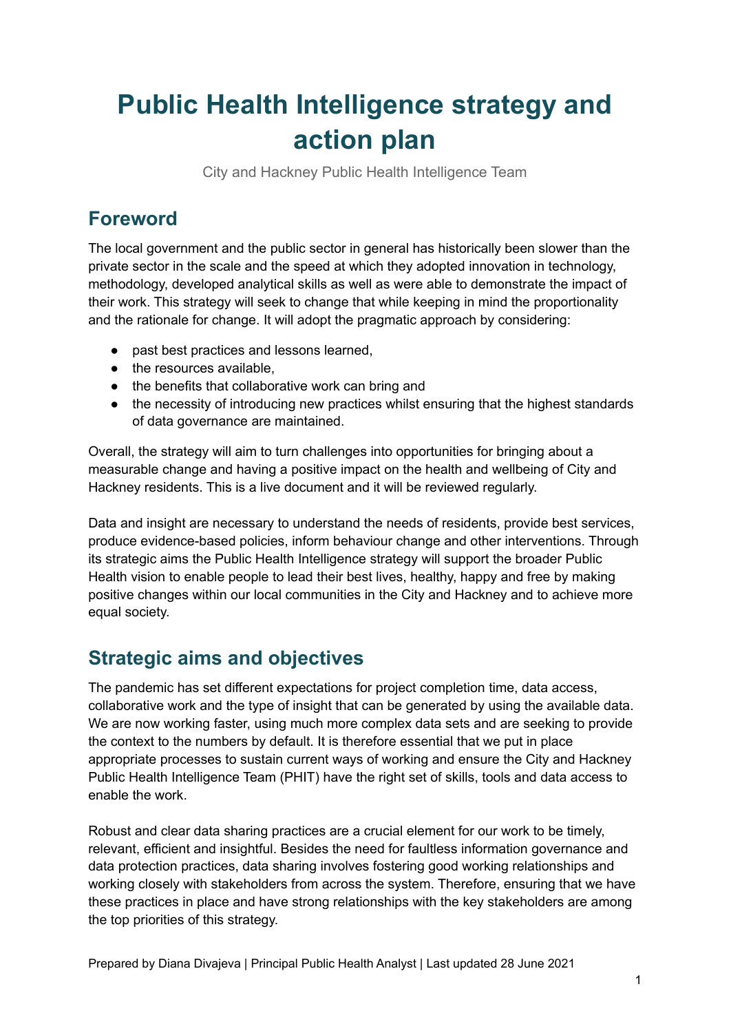# Public Health Intelligence strategy and action plan

City and Hackney Public Health Intelligence Team

## Foreword

The local government and the public sector in general has historically been slower than the private sector in the scale and the speed at which they adopted innovation in technology, methodology, developed analytical skills as well as were able to demonstrate the impact of their work. This strategy will seek to change that while keeping in mind the proportionality and the rationale for change. It will adopt the pragmatic approach by considering:

- past best practices and lessons learned,
- the resources available,
- the benefits that collaborative work can bring and
- the necessity of introducing new practices whilst ensuring that the highest standards of data governance are maintained.

Overall, the strategy will aim to turn challenges into opportunities for bringing about a measurable change and having a positive impact on the health and wellbeing of City and Hackney residents. This is a live document and it will be reviewed regularly.

Data and insight are necessary to understand the needs of residents, provide best services, produce evidence-based policies, inform behaviour change and other interventions. Through its strategic aims the Public Health Intelligence strategy will support the broader Public Health vision to enable people to lead their best lives, healthy, happy and free by making positive changes within our local communities in the City and Hackney and to achieve more equal society.

## Strategic aims and objectives

The pandemic has set different expectations for project completion time, data access, collaborative work and the type of insight that can be generated by using the available data. We are now working faster, using much more complex data sets and are seeking to provide the context to the numbers by default. It is therefore essential that we put in place appropriate processes to sustain current ways of working and ensure the City and Hackney Public Health Intelligence Team (PHIT) have the right set of skills, tools and data access to enable the work.

Robust and clear data sharing practices are a crucial element for our work to be timely, relevant, efficient and insightful. Besides the need for faultless information governance and data protection practices, data sharing involves fostering good working relationships and working closely with stakeholders from across the system. Therefore, ensuring that we have these practices in place and have strong relationships with the key stakeholders are among the top priorities of this strategy.

Prepared by Diana Divajeva | Principal Public Health Analyst | Last updated 28 June 2021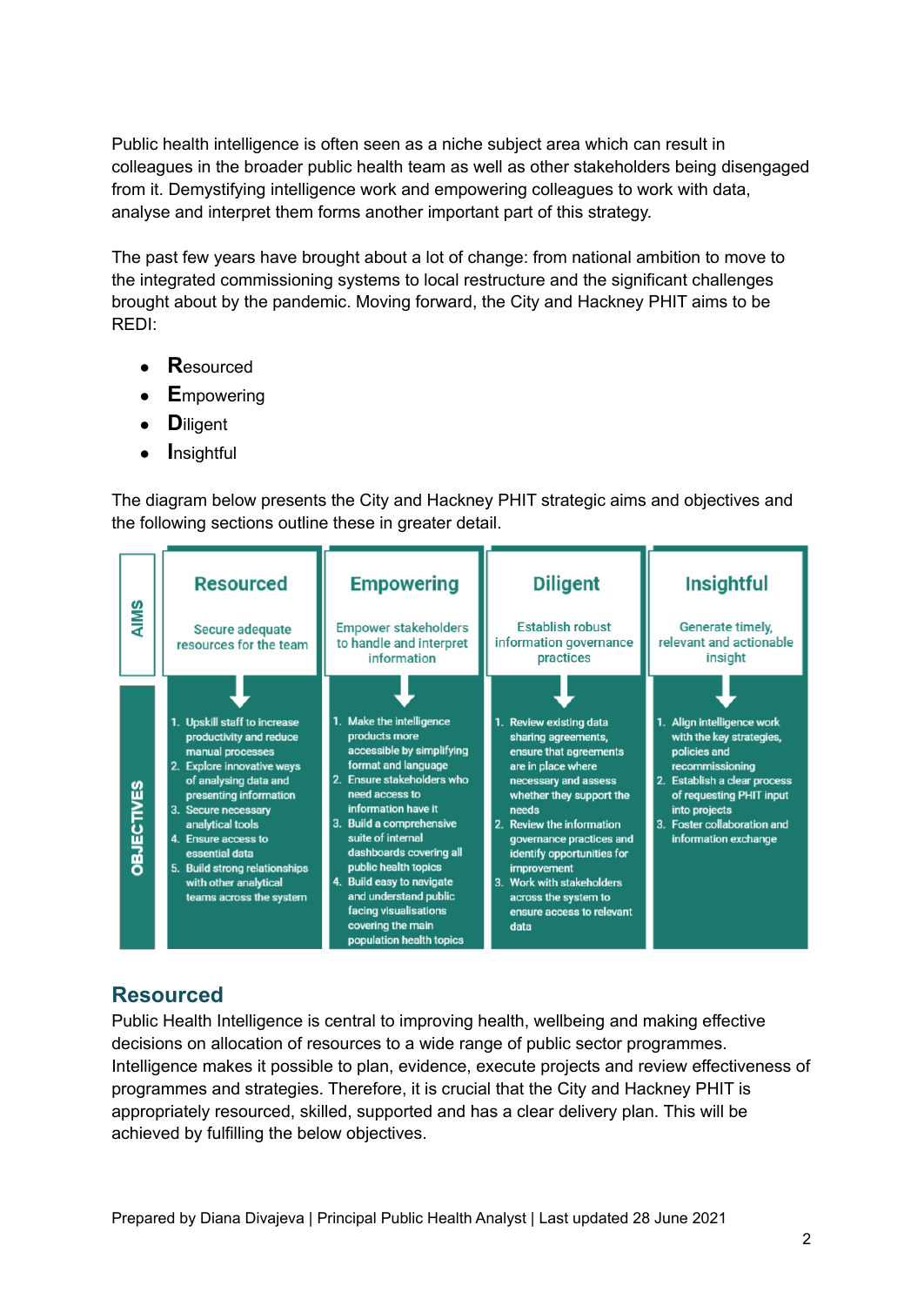Public health intelligence is often seen as a niche subject area which can result in colleagues in the broader public health team as well as other stakeholders being disengaged from it. Demystifying intelligence work and empowering colleagues to work with data, analyse and interpret them forms another important part of this strategy.

The past few years have brought about a lot of change: from national ambition to move to the integrated commissioning systems to local restructure and the significant challenges brought about by the pandemic. Moving forward, the City and Hackney PHIT aims to be REDI:

- **R**esourced
- **E**mpowering
- **D**iligent
- **I**nsightful

The diagram below presents the City and Hackney PHIT strategic aims and objectives and the following sections outline these in greater detail.

| | Resourced | Empowering | Diligent | Insightful |
|---|---|---|---|---|
| **AIMS** | Secure adequate resources for the team | Empower stakeholders to handle and interpret information | Establish robust information governance practices | Generate timely, relevant and actionable insight |
| **OBJECTIVES** | 1. Upskill staff to increase productivity and reduce manual processes<br>2. Explore innovative ways of analysing data and presenting information<br>3. Secure necessary analytical tools<br>4. Ensure access to essential data<br>5. Build strong relationships with other analytical teams across the system | 1. Make the intelligence products more accessible by simplifying format and language<br>2. Ensure stakeholders who need access to information have it<br>3. Build a comprehensive suite of internal dashboards covering all public health topics<br>4. Build easy to navigate and understand public facing visualisations covering the main population health topics | 1. Review existing data sharing agreements, ensure that agreements are in place where necessary and assess whether they support the needs<br>2. Review the information governance practices and identify opportunities for improvement<br>3. Work with stakeholders across the system to ensure access to relevant data | 1. Align intelligence work with the key strategies, policies and recommissioning<br>2. Establish a clear process of requesting PHIT input into projects<br>3. Foster collaboration and information exchange |

## Resourced

Public Health Intelligence is central to improving health, wellbeing and making effective decisions on allocation of resources to a wide range of public sector programmes. Intelligence makes it possible to plan, evidence, execute projects and review effectiveness of programmes and strategies. Therefore, it is crucial that the City and Hackney PHIT is appropriately resourced, skilled, supported and has a clear delivery plan. This will be achieved by fulfilling the below objectives.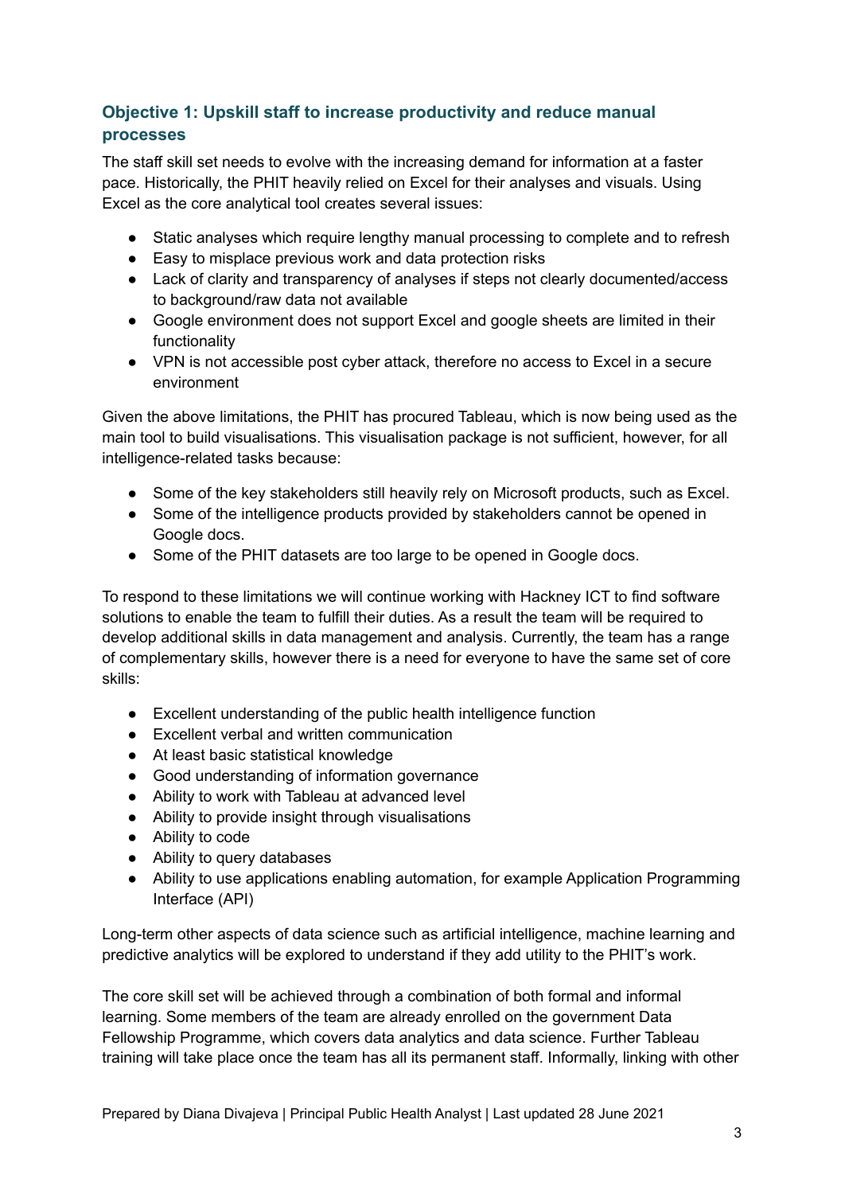### Objective 1: Upskill staff to increase productivity and reduce manual processes

The staff skill set needs to evolve with the increasing demand for information at a faster pace. Historically, the PHIT heavily relied on Excel for their analyses and visuals. Using Excel as the core analytical tool creates several issues:

- Static analyses which require lengthy manual processing to complete and to refresh
- Easy to misplace previous work and data protection risks
- Lack of clarity and transparency of analyses if steps not clearly documented/access to background/raw data not available
- Google environment does not support Excel and google sheets are limited in their functionality
- VPN is not accessible post cyber attack, therefore no access to Excel in a secure environment

Given the above limitations, the PHIT has procured Tableau, which is now being used as the main tool to build visualisations. This visualisation package is not sufficient, however, for all intelligence-related tasks because:

- Some of the key stakeholders still heavily rely on Microsoft products, such as Excel.
- Some of the intelligence products provided by stakeholders cannot be opened in Google docs.
- Some of the PHIT datasets are too large to be opened in Google docs.

To respond to these limitations we will continue working with Hackney ICT to find software solutions to enable the team to fulfill their duties. As a result the team will be required to develop additional skills in data management and analysis. Currently, the team has a range of complementary skills, however there is a need for everyone to have the same set of core skills:

- Excellent understanding of the public health intelligence function
- Excellent verbal and written communication
- At least basic statistical knowledge
- Good understanding of information governance
- Ability to work with Tableau at advanced level
- Ability to provide insight through visualisations
- Ability to code
- Ability to query databases
- Ability to use applications enabling automation, for example Application Programming Interface (API)

Long-term other aspects of data science such as artificial intelligence, machine learning and predictive analytics will be explored to understand if they add utility to the PHIT's work.

The core skill set will be achieved through a combination of both formal and informal learning. Some members of the team are already enrolled on the government Data Fellowship Programme, which covers data analytics and data science. Further Tableau training will take place once the team has all its permanent staff. Informally, linking with other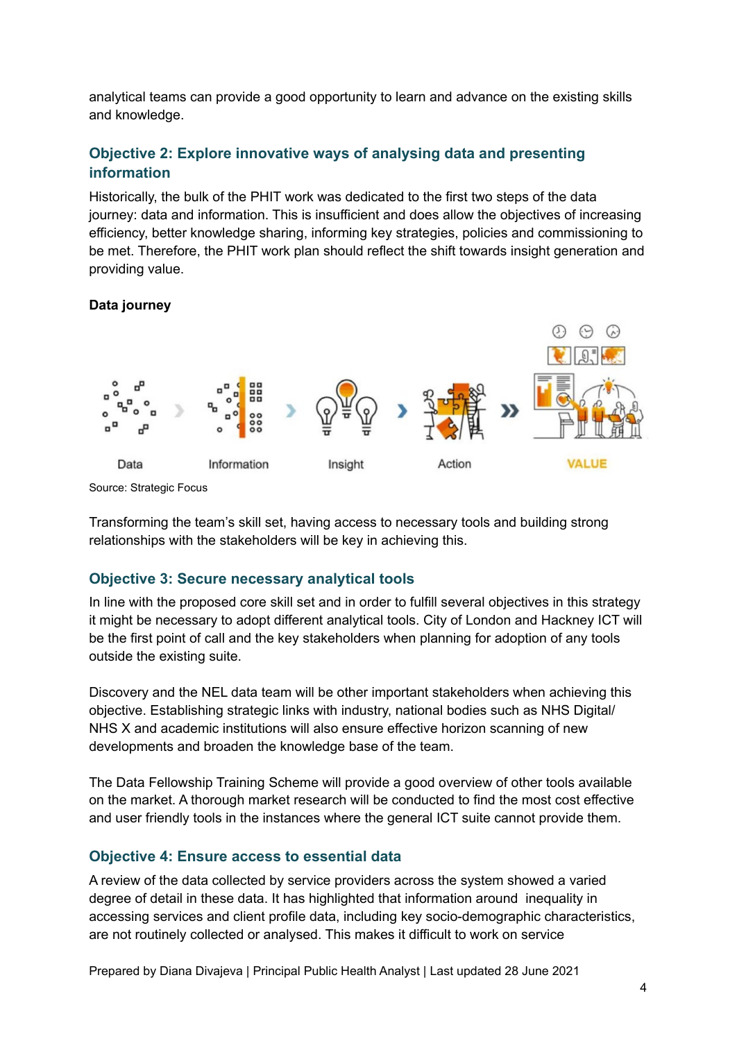analytical teams can provide a good opportunity to learn and advance on the existing skills and knowledge.

### Objective 2: Explore innovative ways of analysing data and presenting information

Historically, the bulk of the PHIT work was dedicated to the first two steps of the data journey: data and information. This is insufficient and does allow the objectives of increasing efficiency, better knowledge sharing, informing key strategies, policies and commissioning to be met. Therefore, the PHIT work plan should reflect the shift towards insight generation and providing value.

**Data journey**

Data › Information › Insight › Action » VALUE

Source: Strategic Focus

Transforming the team's skill set, having access to necessary tools and building strong relationships with the stakeholders will be key in achieving this.

### Objective 3: Secure necessary analytical tools

In line with the proposed core skill set and in order to fulfill several objectives in this strategy it might be necessary to adopt different analytical tools. City of London and Hackney ICT will be the first point of call and the key stakeholders when planning for adoption of any tools outside the existing suite.

Discovery and the NEL data team will be other important stakeholders when achieving this objective. Establishing strategic links with industry, national bodies such as NHS Digital/ NHS X and academic institutions will also ensure effective horizon scanning of new developments and broaden the knowledge base of the team.

The Data Fellowship Training Scheme will provide a good overview of other tools available on the market. A thorough market research will be conducted to find the most cost effective and user friendly tools in the instances where the general ICT suite cannot provide them.

### Objective 4: Ensure access to essential data

A review of the data collected by service providers across the system showed a varied degree of detail in these data. It has highlighted that information around inequality in accessing services and client profile data, including key socio-demographic characteristics, are not routinely collected or analysed. This makes it difficult to work on service

Prepared by Diana Divajeva | Principal Public Health Analyst | Last updated 28 June 2021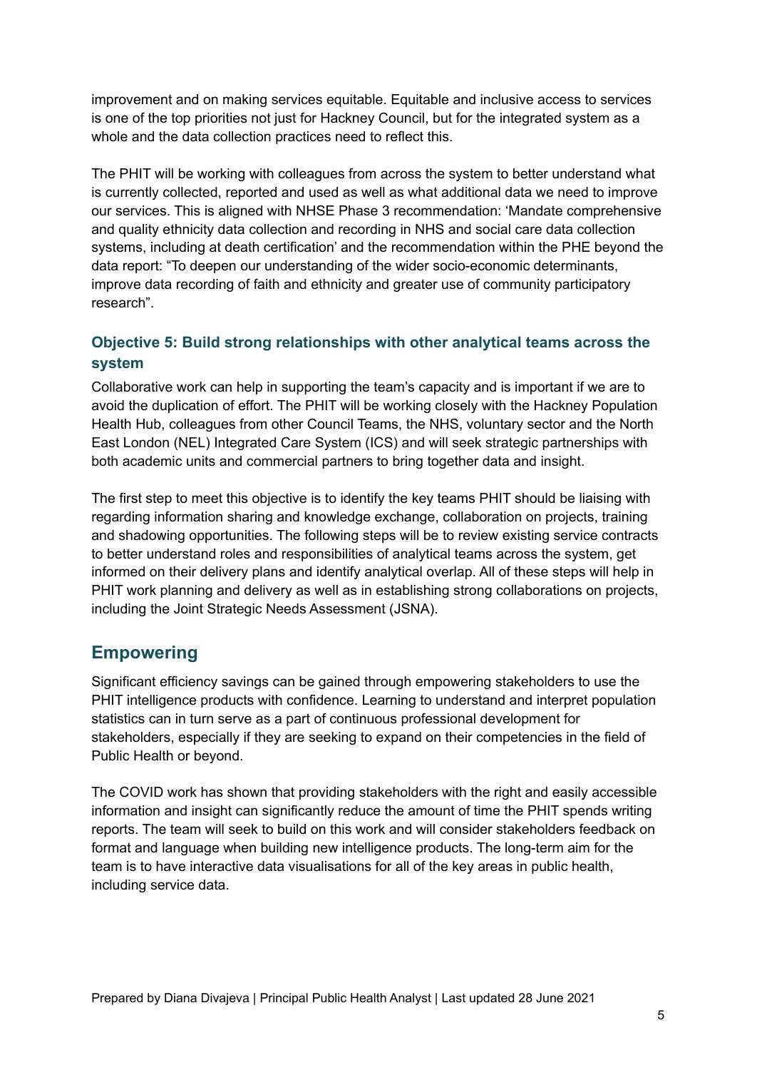improvement and on making services equitable. Equitable and inclusive access to services is one of the top priorities not just for Hackney Council, but for the integrated system as a whole and the data collection practices need to reflect this.

The PHIT will be working with colleagues from across the system to better understand what is currently collected, reported and used as well as what additional data we need to improve our services. This is aligned with NHSE Phase 3 recommendation: 'Mandate comprehensive and quality ethnicity data collection and recording in NHS and social care data collection systems, including at death certification' and the recommendation within the PHE beyond the data report: "To deepen our understanding of the wider socio-economic determinants, improve data recording of faith and ethnicity and greater use of community participatory research".

### Objective 5: Build strong relationships with other analytical teams across the system

Collaborative work can help in supporting the team's capacity and is important if we are to avoid the duplication of effort. The PHIT will be working closely with the Hackney Population Health Hub, colleagues from other Council Teams, the NHS, voluntary sector and the North East London (NEL) Integrated Care System (ICS) and will seek strategic partnerships with both academic units and commercial partners to bring together data and insight.

The first step to meet this objective is to identify the key teams PHIT should be liaising with regarding information sharing and knowledge exchange, collaboration on projects, training and shadowing opportunities. The following steps will be to review existing service contracts to better understand roles and responsibilities of analytical teams across the system, get informed on their delivery plans and identify analytical overlap. All of these steps will help in PHIT work planning and delivery as well as in establishing strong collaborations on projects, including the Joint Strategic Needs Assessment (JSNA).

## Empowering

Significant efficiency savings can be gained through empowering stakeholders to use the PHIT intelligence products with confidence. Learning to understand and interpret population statistics can in turn serve as a part of continuous professional development for stakeholders, especially if they are seeking to expand on their competencies in the field of Public Health or beyond.

The COVID work has shown that providing stakeholders with the right and easily accessible information and insight can significantly reduce the amount of time the PHIT spends writing reports. The team will seek to build on this work and will consider stakeholders feedback on format and language when building new intelligence products. The long-term aim for the team is to have interactive data visualisations for all of the key areas in public health, including service data.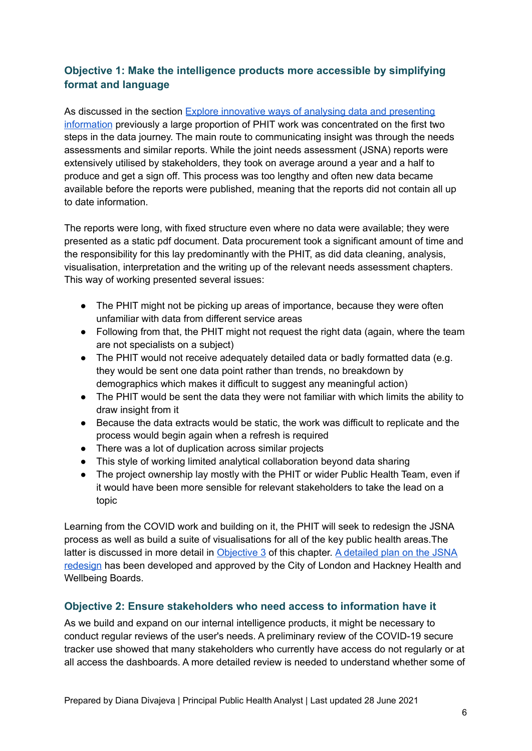### Objective 1: Make the intelligence products more accessible by simplifying format and language

As discussed in the section [Explore innovative ways of analysing data and presenting information](#) previously a large proportion of PHIT work was concentrated on the first two steps in the data journey. The main route to communicating insight was through the needs assessments and similar reports. While the joint needs assessment (JSNA) reports were extensively utilised by stakeholders, they took on average around a year and a half to produce and get a sign off. This process was too lengthy and often new data became available before the reports were published, meaning that the reports did not contain all up to date information.

The reports were long, with fixed structure even where no data were available; they were presented as a static pdf document. Data procurement took a significant amount of time and the responsibility for this lay predominantly with the PHIT, as did data cleaning, analysis, visualisation, interpretation and the writing up of the relevant needs assessment chapters. This way of working presented several issues:

- The PHIT might not be picking up areas of importance, because they were often unfamiliar with data from different service areas
- Following from that, the PHIT might not request the right data (again, where the team are not specialists on a subject)
- The PHIT would not receive adequately detailed data or badly formatted data (e.g. they would be sent one data point rather than trends, no breakdown by demographics which makes it difficult to suggest any meaningful action)
- The PHIT would be sent the data they were not familiar with which limits the ability to draw insight from it
- Because the data extracts would be static, the work was difficult to replicate and the process would begin again when a refresh is required
- There was a lot of duplication across similar projects
- This style of working limited analytical collaboration beyond data sharing
- The project ownership lay mostly with the PHIT or wider Public Health Team, even if it would have been more sensible for relevant stakeholders to take the lead on a topic

Learning from the COVID work and building on it, the PHIT will seek to redesign the JSNA process as well as build a suite of visualisations for all of the key public health areas.The latter is discussed in more detail in [Objective 3](#) of this chapter. [A detailed plan on the JSNA redesign](#) has been developed and approved by the City of London and Hackney Health and Wellbeing Boards.

### Objective 2: Ensure stakeholders who need access to information have it

As we build and expand on our internal intelligence products, it might be necessary to conduct regular reviews of the user's needs. A preliminary review of the COVID-19 secure tracker use showed that many stakeholders who currently have access do not regularly or at all access the dashboards. A more detailed review is needed to understand whether some of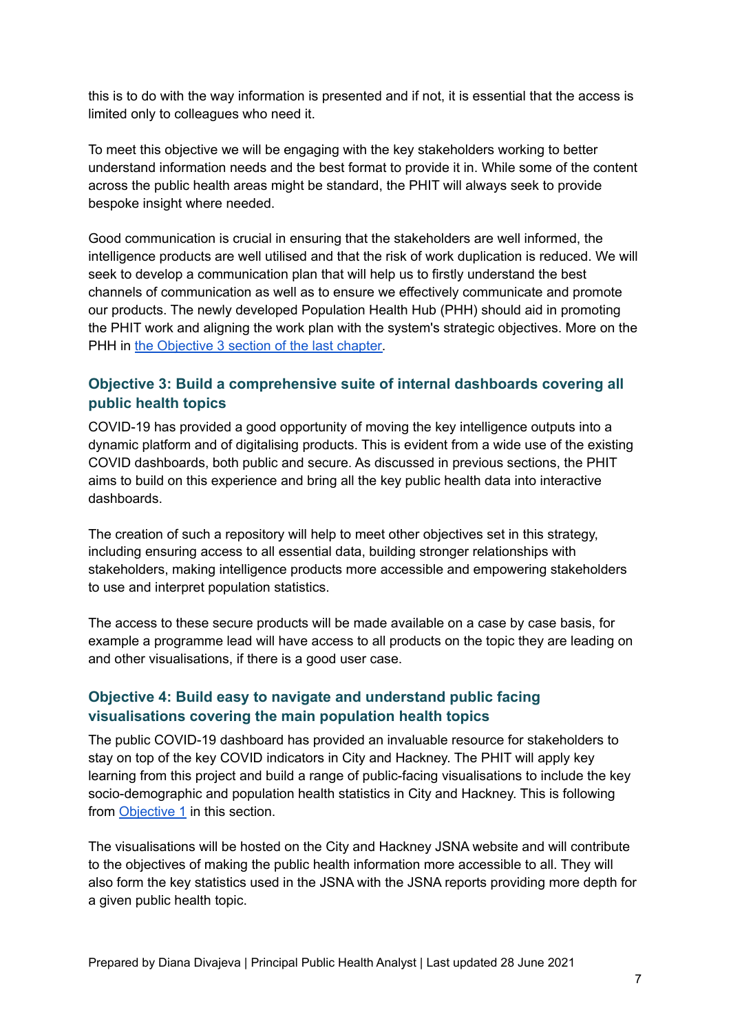this is to do with the way information is presented and if not, it is essential that the access is limited only to colleagues who need it.

To meet this objective we will be engaging with the key stakeholders working to better understand information needs and the best format to provide it in. While some of the content across the public health areas might be standard, the PHIT will always seek to provide bespoke insight where needed.

Good communication is crucial in ensuring that the stakeholders are well informed, the intelligence products are well utilised and that the risk of work duplication is reduced. We will seek to develop a communication plan that will help us to firstly understand the best channels of communication as well as to ensure we effectively communicate and promote our products. The newly developed Population Health Hub (PHH) should aid in promoting the PHIT work and aligning the work plan with the system's strategic objectives. More on the PHH in [the Objective 3 section of the last chapter](#).

### Objective 3: Build a comprehensive suite of internal dashboards covering all public health topics

COVID-19 has provided a good opportunity of moving the key intelligence outputs into a dynamic platform and of digitalising products. This is evident from a wide use of the existing COVID dashboards, both public and secure. As discussed in previous sections, the PHIT aims to build on this experience and bring all the key public health data into interactive dashboards.

The creation of such a repository will help to meet other objectives set in this strategy, including ensuring access to all essential data, building stronger relationships with stakeholders, making intelligence products more accessible and empowering stakeholders to use and interpret population statistics.

The access to these secure products will be made available on a case by case basis, for example a programme lead will have access to all products on the topic they are leading on and other visualisations, if there is a good user case.

### Objective 4: Build easy to navigate and understand public facing visualisations covering the main population health topics

The public COVID-19 dashboard has provided an invaluable resource for stakeholders to stay on top of the key COVID indicators in City and Hackney. The PHIT will apply key learning from this project and build a range of public-facing visualisations to include the key socio-demographic and population health statistics in City and Hackney. This is following from [Objective 1](#) in this section.

The visualisations will be hosted on the City and Hackney JSNA website and will contribute to the objectives of making the public health information more accessible to all. They will also form the key statistics used in the JSNA with the JSNA reports providing more depth for a given public health topic.

Prepared by Diana Divajeva | Principal Public Health Analyst | Last updated 28 June 2021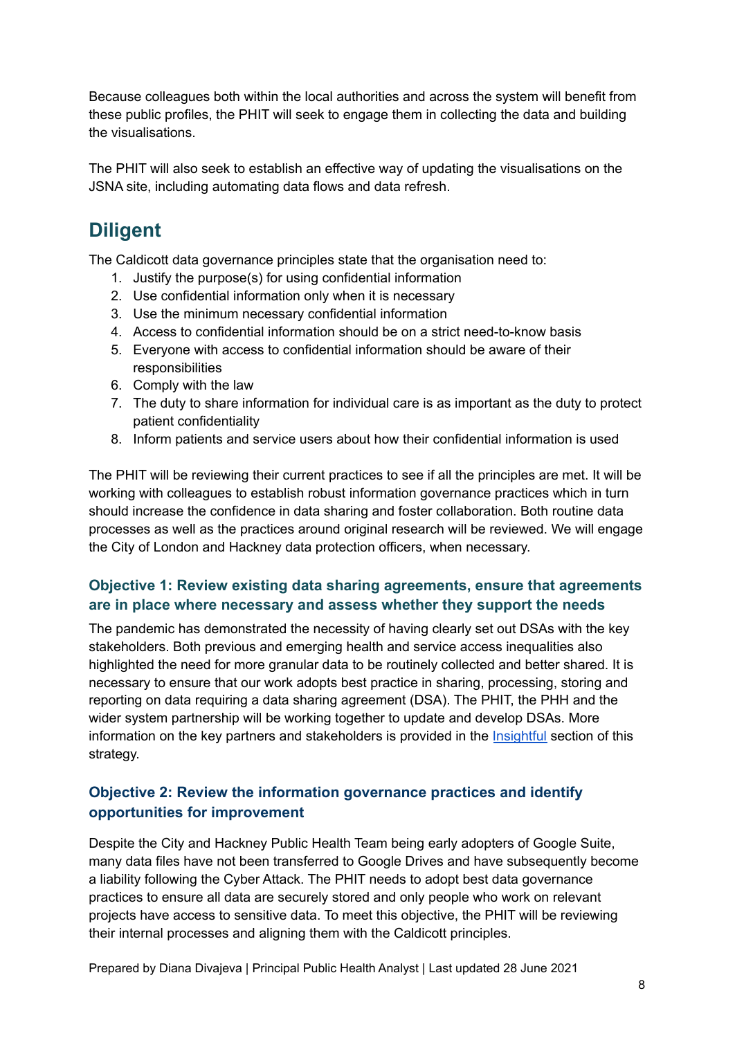Because colleagues both within the local authorities and across the system will benefit from these public profiles, the PHIT will seek to engage them in collecting the data and building the visualisations.

The PHIT will also seek to establish an effective way of updating the visualisations on the JSNA site, including automating data flows and data refresh.

## Diligent

The Caldicott data governance principles state that the organisation need to:

1. Justify the purpose(s) for using confidential information
2. Use confidential information only when it is necessary
3. Use the minimum necessary confidential information
4. Access to confidential information should be on a strict need-to-know basis
5. Everyone with access to confidential information should be aware of their responsibilities
6. Comply with the law
7. The duty to share information for individual care is as important as the duty to protect patient confidentiality
8. Inform patients and service users about how their confidential information is used

The PHIT will be reviewing their current practices to see if all the principles are met. It will be working with colleagues to establish robust information governance practices which in turn should increase the confidence in data sharing and foster collaboration. Both routine data processes as well as the practices around original research will be reviewed. We will engage the City of London and Hackney data protection officers, when necessary.

### Objective 1: Review existing data sharing agreements, ensure that agreements are in place where necessary and assess whether they support the needs

The pandemic has demonstrated the necessity of having clearly set out DSAs with the key stakeholders. Both previous and emerging health and service access inequalities also highlighted the need for more granular data to be routinely collected and better shared. It is necessary to ensure that our work adopts best practice in sharing, processing, storing and reporting on data requiring a data sharing agreement (DSA). The PHIT, the PHH and the wider system partnership will be working together to update and develop DSAs. More information on the key partners and stakeholders is provided in the Insightful section of this strategy.

### Objective 2: Review the information governance practices and identify opportunities for improvement

Despite the City and Hackney Public Health Team being early adopters of Google Suite, many data files have not been transferred to Google Drives and have subsequently become a liability following the Cyber Attack. The PHIT needs to adopt best data governance practices to ensure all data are securely stored and only people who work on relevant projects have access to sensitive data. To meet this objective, the PHIT will be reviewing their internal processes and aligning them with the Caldicott principles.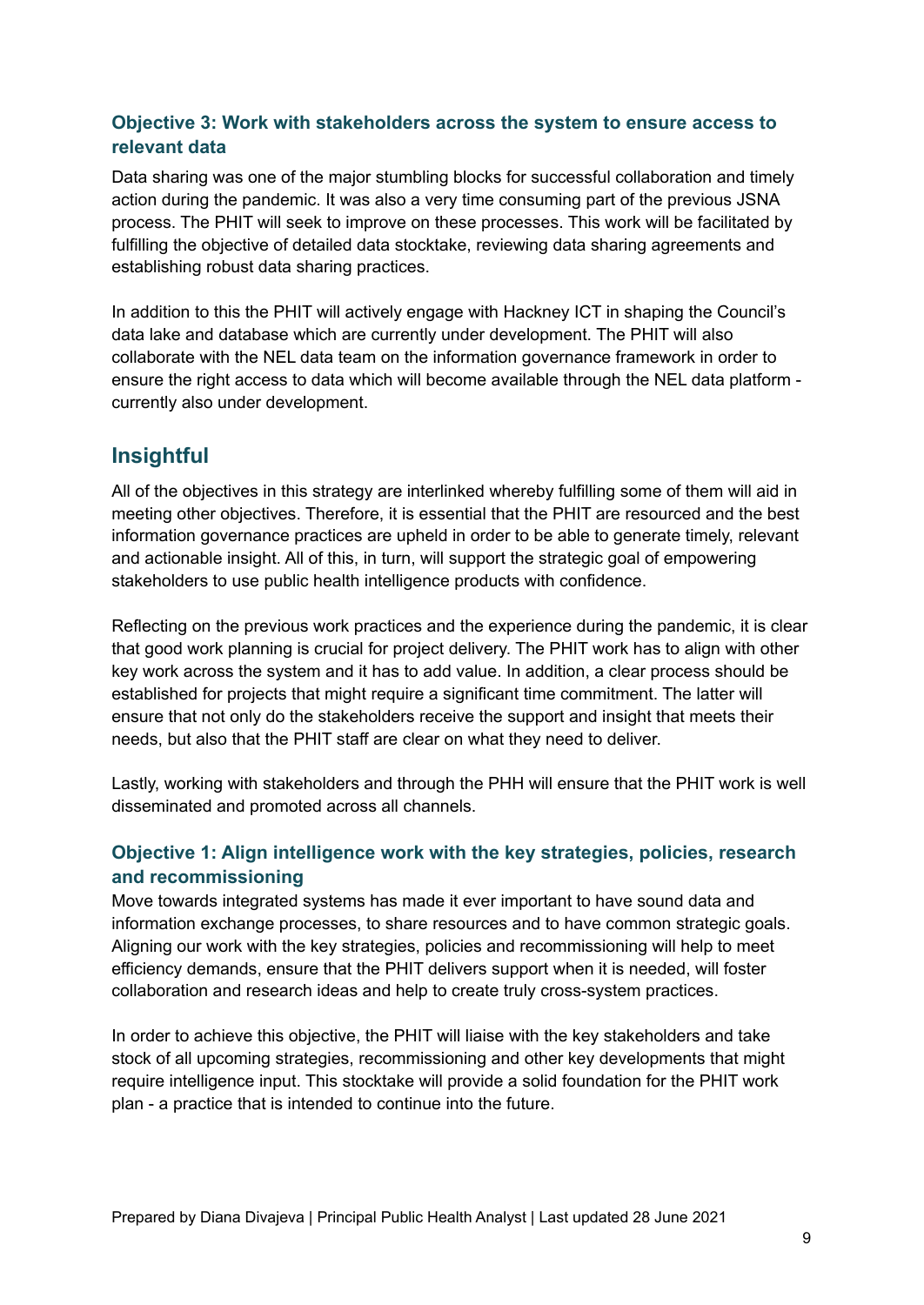### Objective 3: Work with stakeholders across the system to ensure access to relevant data

Data sharing was one of the major stumbling blocks for successful collaboration and timely action during the pandemic. It was also a very time consuming part of the previous JSNA process. The PHIT will seek to improve on these processes. This work will be facilitated by fulfilling the objective of detailed data stocktake, reviewing data sharing agreements and establishing robust data sharing practices.

In addition to this the PHIT will actively engage with Hackney ICT in shaping the Council's data lake and database which are currently under development. The PHIT will also collaborate with the NEL data team on the information governance framework in order to ensure the right access to data which will become available through the NEL data platform - currently also under development.

## Insightful

All of the objectives in this strategy are interlinked whereby fulfilling some of them will aid in meeting other objectives. Therefore, it is essential that the PHIT are resourced and the best information governance practices are upheld in order to be able to generate timely, relevant and actionable insight. All of this, in turn, will support the strategic goal of empowering stakeholders to use public health intelligence products with confidence.

Reflecting on the previous work practices and the experience during the pandemic, it is clear that good work planning is crucial for project delivery. The PHIT work has to align with other key work across the system and it has to add value. In addition, a clear process should be established for projects that might require a significant time commitment. The latter will ensure that not only do the stakeholders receive the support and insight that meets their needs, but also that the PHIT staff are clear on what they need to deliver.

Lastly, working with stakeholders and through the PHH will ensure that the PHIT work is well disseminated and promoted across all channels.

### Objective 1: Align intelligence work with the key strategies, policies, research and recommissioning

Move towards integrated systems has made it ever important to have sound data and information exchange processes, to share resources and to have common strategic goals. Aligning our work with the key strategies, policies and recommissioning will help to meet efficiency demands, ensure that the PHIT delivers support when it is needed, will foster collaboration and research ideas and help to create truly cross-system practices.

In order to achieve this objective, the PHIT will liaise with the key stakeholders and take stock of all upcoming strategies, recommissioning and other key developments that might require intelligence input. This stocktake will provide a solid foundation for the PHIT work plan - a practice that is intended to continue into the future.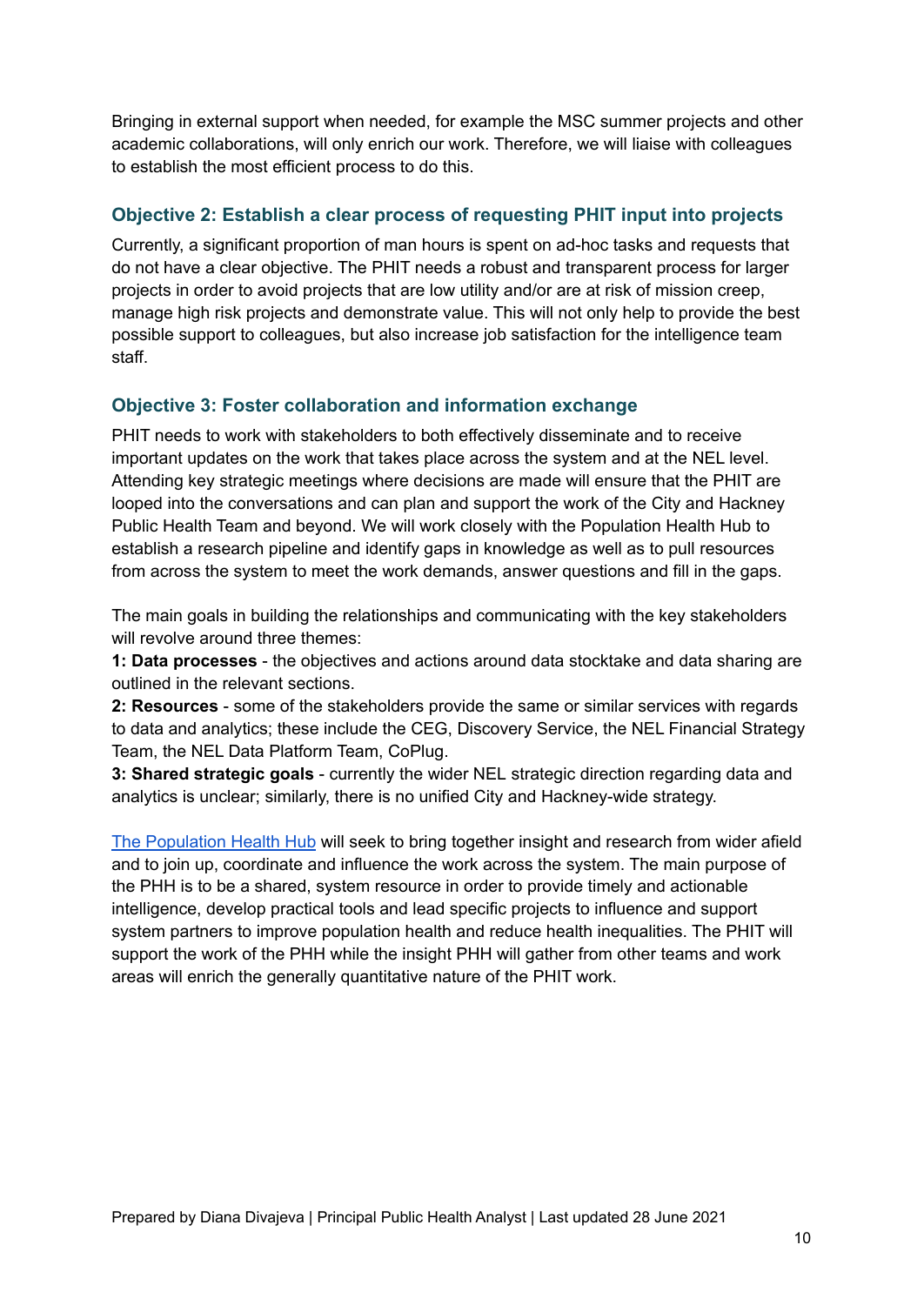Bringing in external support when needed, for example the MSC summer projects and other academic collaborations, will only enrich our work. Therefore, we will liaise with colleagues to establish the most efficient process to do this.

### Objective 2: Establish a clear process of requesting PHIT input into projects

Currently, a significant proportion of man hours is spent on ad-hoc tasks and requests that do not have a clear objective. The PHIT needs a robust and transparent process for larger projects in order to avoid projects that are low utility and/or are at risk of mission creep, manage high risk projects and demonstrate value. This will not only help to provide the best possible support to colleagues, but also increase job satisfaction for the intelligence team staff.

### Objective 3: Foster collaboration and information exchange

PHIT needs to work with stakeholders to both effectively disseminate and to receive important updates on the work that takes place across the system and at the NEL level. Attending key strategic meetings where decisions are made will ensure that the PHIT are looped into the conversations and can plan and support the work of the City and Hackney Public Health Team and beyond. We will work closely with the Population Health Hub to establish a research pipeline and identify gaps in knowledge as well as to pull resources from across the system to meet the work demands, answer questions and fill in the gaps.

The main goals in building the relationships and communicating with the key stakeholders will revolve around three themes:

**1: Data processes** - the objectives and actions around data stocktake and data sharing are outlined in the relevant sections.

**2: Resources** - some of the stakeholders provide the same or similar services with regards to data and analytics; these include the CEG, Discovery Service, the NEL Financial Strategy Team, the NEL Data Platform Team, CoPlug.

**3: Shared strategic goals** - currently the wider NEL strategic direction regarding data and analytics is unclear; similarly, there is no unified City and Hackney-wide strategy.

The Population Health Hub will seek to bring together insight and research from wider afield and to join up, coordinate and influence the work across the system. The main purpose of the PHH is to be a shared, system resource in order to provide timely and actionable intelligence, develop practical tools and lead specific projects to influence and support system partners to improve population health and reduce health inequalities. The PHIT will support the work of the PHH while the insight PHH will gather from other teams and work areas will enrich the generally quantitative nature of the PHIT work.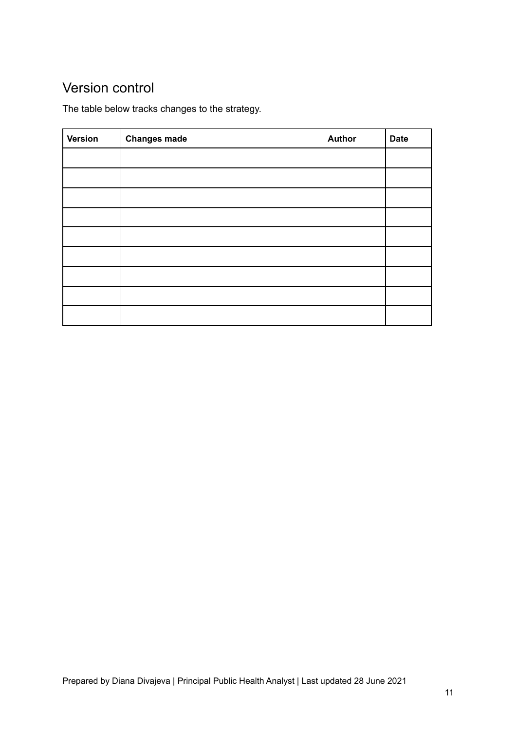## Version control

The table below tracks changes to the strategy.

| Version | Changes made | Author | Date |
|---|---|---|---|
| | | | |
| | | | |
| | | | |
| | | | |
| | | | |
| | | | |
| | | | |
| | | | |
| | | | |

Prepared by Diana Divajeva | Principal Public Health Analyst | Last updated 28 June 2021